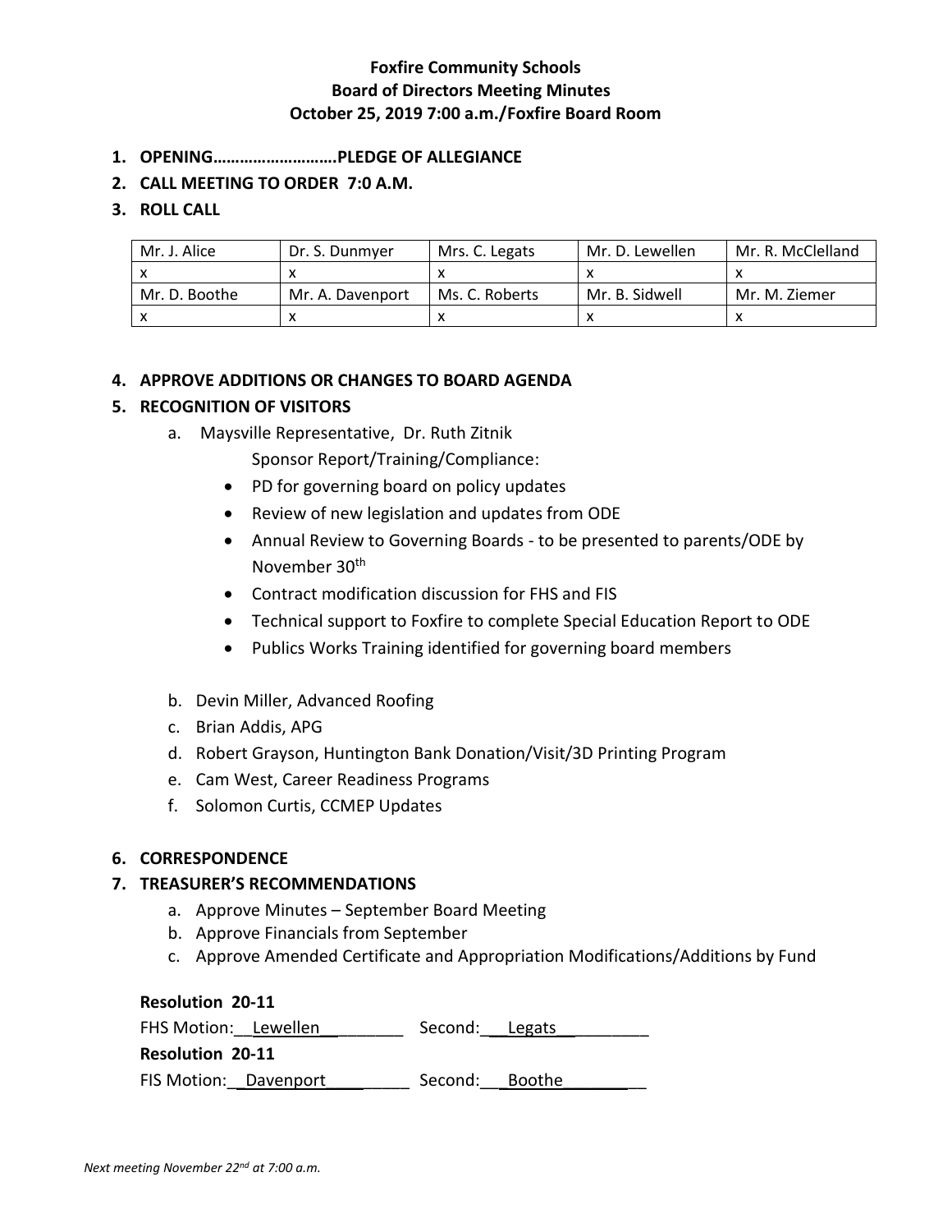**Foxfire Community Schools**
**Board of Directors Meeting Minutes**
**October 25, 2019 7:00 a.m./Foxfire Board Room**

1. **OPENING……………………….PLEDGE OF ALLEGIANCE**
2. **CALL MEETING TO ORDER 7:0 A.M.**
3. **ROLL CALL**

| Mr. J. Alice | Dr. S. Dunmyer | Mrs. C. Legats | Mr. D. Lewellen | Mr. R. McClelland |
|---|---|---|---|---|
| x | x | x | x | x |
| Mr. D. Boothe | Mr. A. Davenport | Ms. C. Roberts | Mr. B. Sidwell | Mr. M. Ziemer |
| x | x | x | x | x |

4. **APPROVE ADDITIONS OR CHANGES TO BOARD AGENDA**
5. **RECOGNITION OF VISITORS**
   a. Maysville Representative, Dr. Ruth Zitnik
      Sponsor Report/Training/Compliance:
      - PD for governing board on policy updates
      - Review of new legislation and updates from ODE
      - Annual Review to Governing Boards - to be presented to parents/ODE by November 30th
      - Contract modification discussion for FHS and FIS
      - Technical support to Foxfire to complete Special Education Report to ODE
      - Publics Works Training identified for governing board members

   b. Devin Miller, Advanced Roofing
   c. Brian Addis, APG
   d. Robert Grayson, Huntington Bank Donation/Visit/3D Printing Program
   e. Cam West, Career Readiness Programs
   f. Solomon Curtis, CCMEP Updates

6. **CORRESPONDENCE**
7. **TREASURER'S RECOMMENDATIONS**
   a. Approve Minutes – September Board Meeting
   b. Approve Financials from September
   c. Approve Amended Certificate and Appropriation Modifications/Additions by Fund

**Resolution 20-11**
FHS Motion: Lewellen Second: Legats
**Resolution 20-11**
FIS Motion: Davenport Second: Boothe

*Next meeting November 22nd at 7:00 a.m.*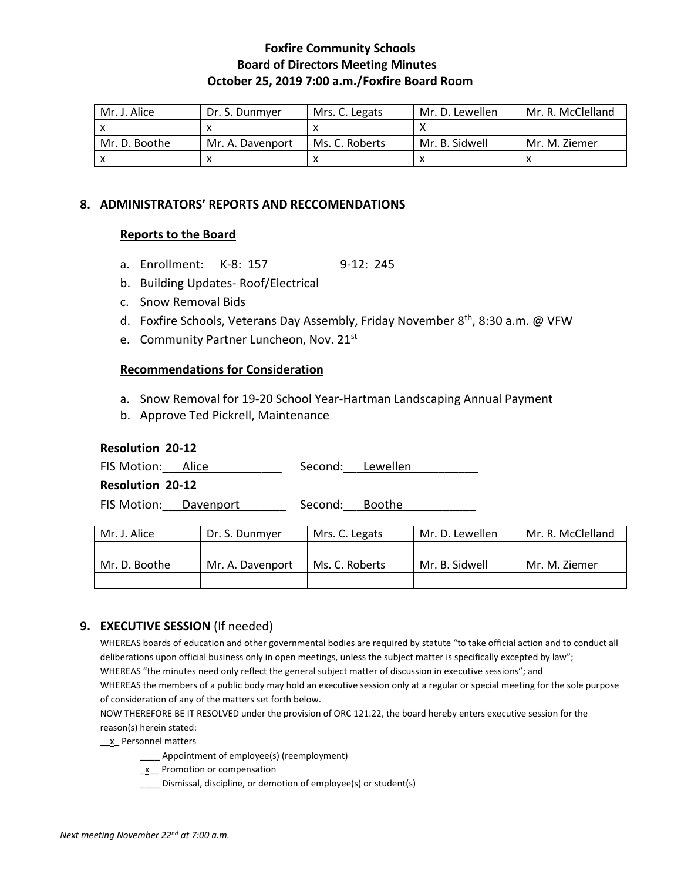**Foxfire Community Schools**
**Board of Directors Meeting Minutes**
**October 25, 2019 7:00 a.m./Foxfire Board Room**

| Mr. J. Alice | Dr. S. Dunmyer | Mrs. C. Legats | Mr. D. Lewellen | Mr. R. McClelland |
|---|---|---|---|---|
| x | x | x | X | |
| Mr. D. Boothe | Mr. A. Davenport | Ms. C. Roberts | Mr. B. Sidwell | Mr. M. Ziemer |
| x | x | x | x | x |

## 8. ADMINISTRATORS' REPORTS AND RECCOMENDATIONS

### Reports to the Board

a. Enrollment: K-8: 157 9-12: 245
b. Building Updates- Roof/Electrical
c. Snow Removal Bids
d. Foxfire Schools, Veterans Day Assembly, Friday November 8th, 8:30 a.m. @ VFW
e. Community Partner Luncheon, Nov. 21st

### Recommendations for Consideration

a. Snow Removal for 19-20 School Year-Hartman Landscaping Annual Payment
b. Approve Ted Pickrell, Maintenance

**Resolution 20-12**

FIS Motion: Alice Second: Lewellen

**Resolution 20-12**

FIS Motion: Davenport Second: Boothe

| Mr. J. Alice | Dr. S. Dunmyer | Mrs. C. Legats | Mr. D. Lewellen | Mr. R. McClelland |
|---|---|---|---|---|
| | | | | |
| Mr. D. Boothe | Mr. A. Davenport | Ms. C. Roberts | Mr. B. Sidwell | Mr. M. Ziemer |
| | | | | |

## 9. EXECUTIVE SESSION (If needed)

WHEREAS boards of education and other governmental bodies are required by statute "to take official action and to conduct all deliberations upon official business only in open meetings, unless the subject matter is specifically excepted by law";
WHEREAS "the minutes need only reflect the general subject matter of discussion in executive sessions"; and
WHEREAS the members of a public body may hold an executive session only at a regular or special meeting for the sole purpose of consideration of any of the matters set forth below.
NOW THEREFORE BE IT RESOLVED under the provision of ORC 121.22, the board hereby enters executive session for the reason(s) herein stated:

\_\_x\_ Personnel matters

- \_\_\_\_ Appointment of employee(s) (reemployment)
- \_x\_\_ Promotion or compensation
- \_\_\_\_ Dismissal, discipline, or demotion of employee(s) or student(s)

*Next meeting November 22nd at 7:00 a.m.*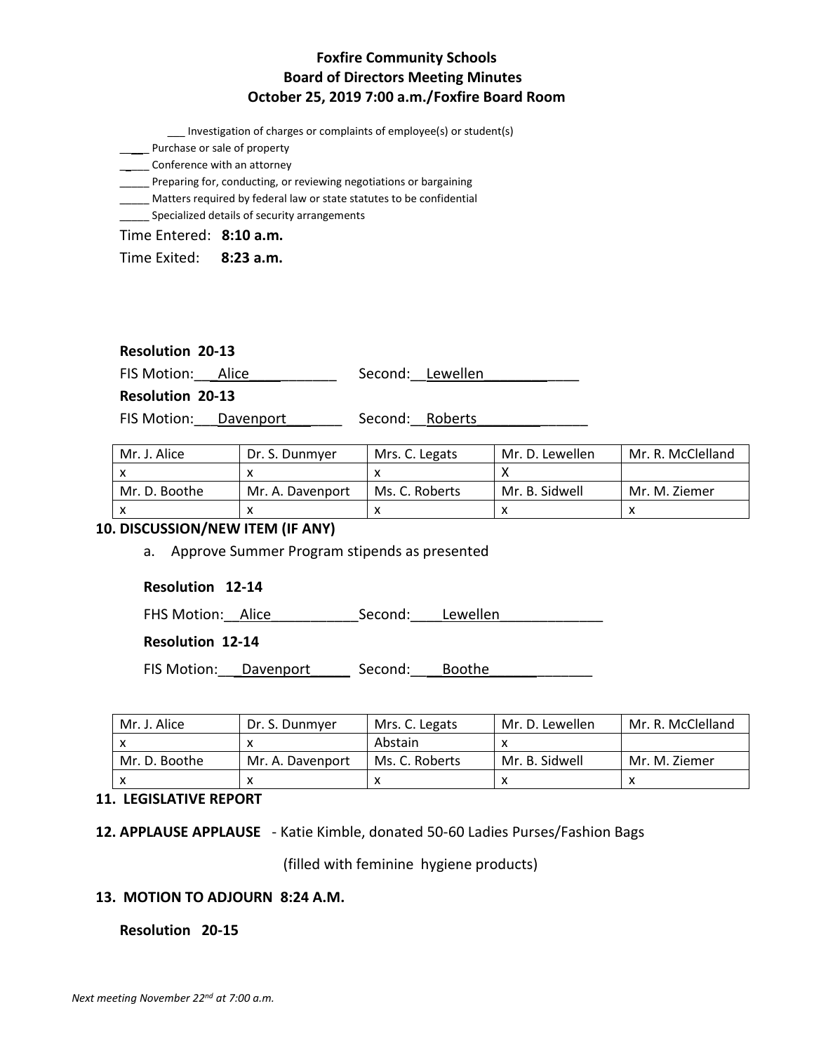# Foxfire Community Schools
## Board of Directors Meeting Minutes
### October 25, 2019 7:00 a.m./Foxfire Board Room

___ Investigation of charges or complaints of employee(s) or student(s)

_____ Purchase or sale of property

_____ Conference with an attorney

_____ Preparing for, conducting, or reviewing negotiations or bargaining

_____ Matters required by federal law or state statutes to be confidential

_____ Specialized details of security arrangements

Time Entered: **8:10 a.m.**

Time Exited: **8:23 a.m.**

**Resolution 20-13**

FIS Motion: Alice Second: Lewellen

**Resolution 20-13**

FIS Motion: Davenport Second: Roberts

| Mr. J. Alice | Dr. S. Dunmyer | Mrs. C. Legats | Mr. D. Lewellen | Mr. R. McClelland |
|---|---|---|---|---|
| x | x | x | X | |
| Mr. D. Boothe | Mr. A. Davenport | Ms. C. Roberts | Mr. B. Sidwell | Mr. M. Ziemer |
| x | x | x | x | x |

**10. DISCUSSION/NEW ITEM (IF ANY)**

a. Approve Summer Program stipends as presented

**Resolution 12-14**

FHS Motion: Alice Second: Lewellen

**Resolution 12-14**

FIS Motion: Davenport Second: Boothe

| Mr. J. Alice | Dr. S. Dunmyer | Mrs. C. Legats | Mr. D. Lewellen | Mr. R. McClelland |
|---|---|---|---|---|
| x | x | Abstain | x | |
| Mr. D. Boothe | Mr. A. Davenport | Ms. C. Roberts | Mr. B. Sidwell | Mr. M. Ziemer |
| x | x | x | x | x |

**11. LEGISLATIVE REPORT**

**12. APPLAUSE APPLAUSE** - Katie Kimble, donated 50-60 Ladies Purses/Fashion Bags (filled with feminine hygiene products)

**13. MOTION TO ADJOURN 8:24 A.M.**

**Resolution 20-15**

*Next meeting November 22nd at 7:00 a.m.*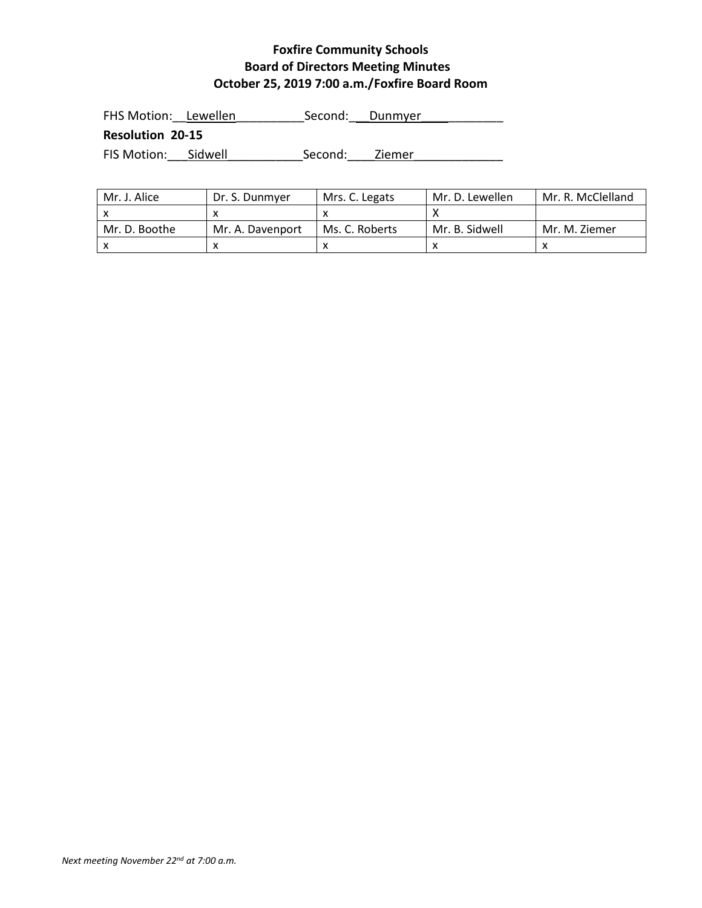**Foxfire Community Schools**
**Board of Directors Meeting Minutes**
**October 25, 2019 7:00 a.m./Foxfire Board Room**

FHS Motion: Lewellen Second: Dunmyer

**Resolution 20-15**

FIS Motion: Sidwell Second: Ziemer

| | | | | |
|---|---|---|---|---|
| Mr. J. Alice | Dr. S. Dunmyer | Mrs. C. Legats | Mr. D. Lewellen | Mr. R. McClelland |
| x | x | x | X | |
| Mr. D. Boothe | Mr. A. Davenport | Ms. C. Roberts | Mr. B. Sidwell | Mr. M. Ziemer |
| x | x | x | x | x |

*Next meeting November 22nd at 7:00 a.m.*